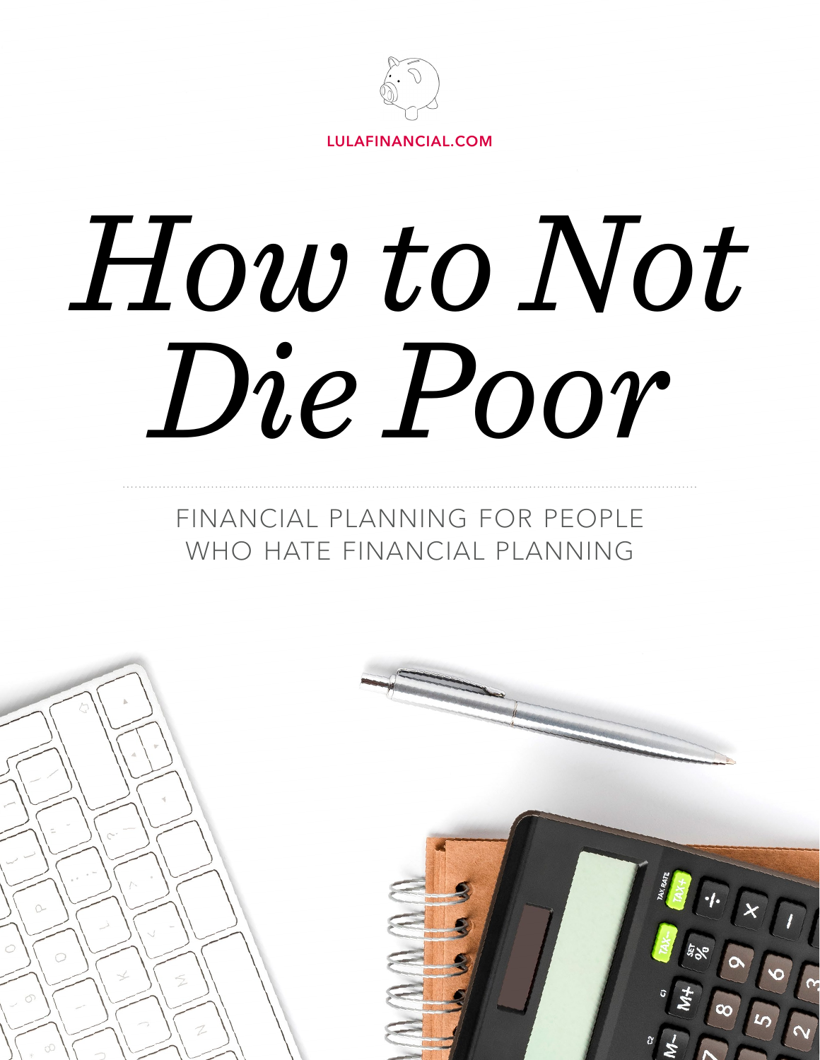LULAFINANCIAL.COM

# *How to Not Die Poor*

FINANCIAL PLANNING FOR PEOPLE WHO HATE FINANCIAL PLANNING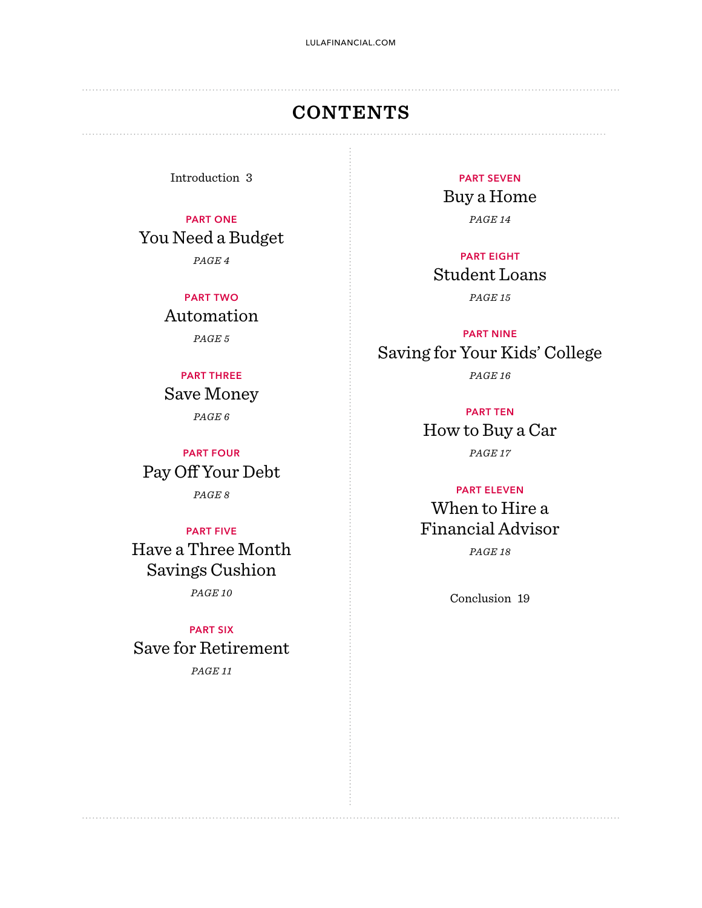# CONTENTS

Introduction 3

**PART ONE**
You Need a Budget
*PAGE 4*

**PART TWO**
Automation
*PAGE 5*

**PART THREE**
Save Money
*PAGE 6*

**PART FOUR**
Pay Off Your Debt
*PAGE 8*

**PART FIVE**
Have a Three Month Savings Cushion
*PAGE 10*

**PART SIX**
Save for Retirement
*PAGE 11*

**PART SEVEN**
Buy a Home
*PAGE 14*

**PART EIGHT**
Student Loans
*PAGE 15*

**PART NINE**
Saving for Your Kids' College
*PAGE 16*

**PART TEN**
How to Buy a Car
*PAGE 17*

**PART ELEVEN**
When to Hire a Financial Advisor
*PAGE 18*

Conclusion 19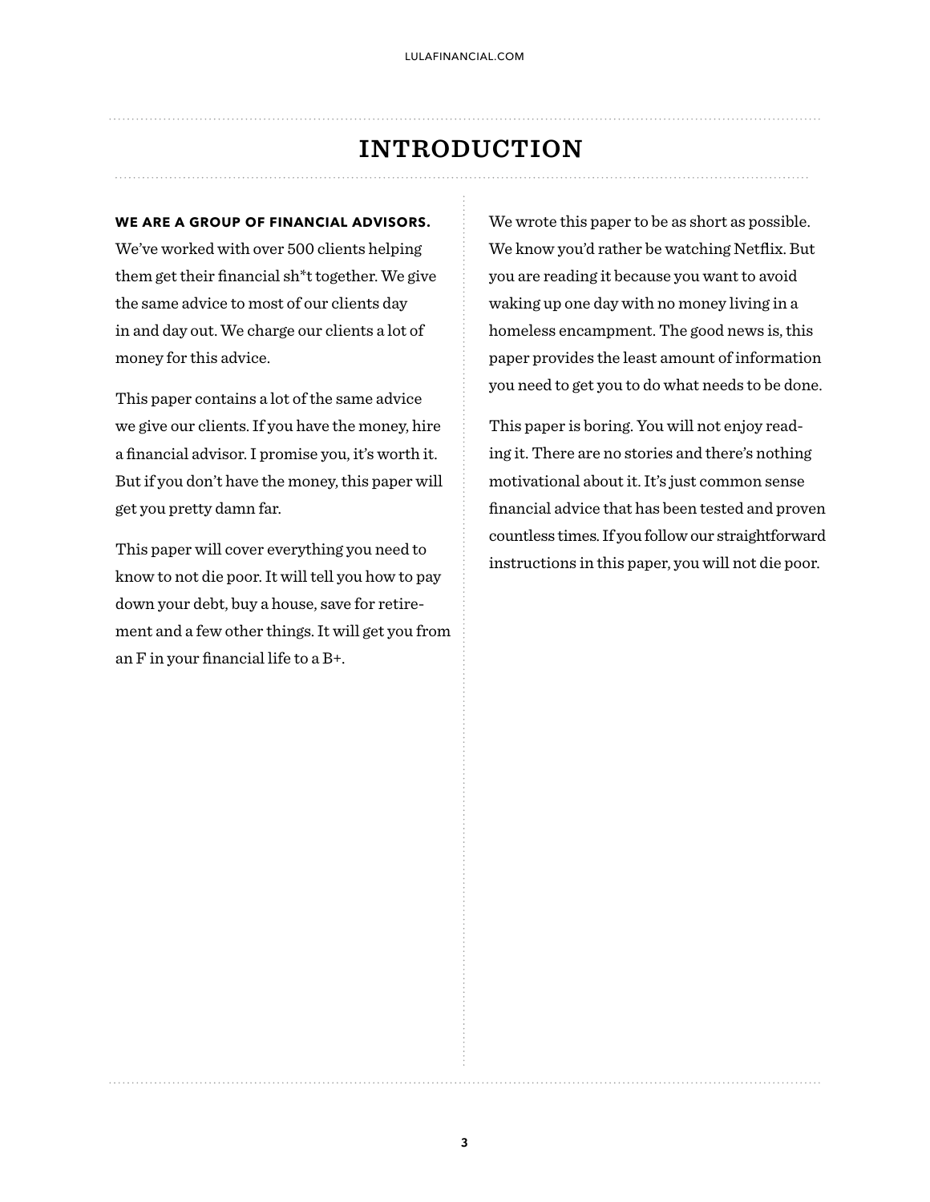# INTRODUCTION

**WE ARE A GROUP OF FINANCIAL ADVISORS.** We've worked with over 500 clients helping them get their financial sh*t together. We give the same advice to most of our clients day in and day out. We charge our clients a lot of money for this advice.

This paper contains a lot of the same advice we give our clients. If you have the money, hire a financial advisor. I promise you, it's worth it. But if you don't have the money, this paper will get you pretty damn far.

This paper will cover everything you need to know to not die poor. It will tell you how to pay down your debt, buy a house, save for retirement and a few other things. It will get you from an F in your financial life to a B+.

We wrote this paper to be as short as possible. We know you'd rather be watching Netflix. But you are reading it because you want to avoid waking up one day with no money living in a homeless encampment. The good news is, this paper provides the least amount of information you need to get you to do what needs to be done.

This paper is boring. You will not enjoy reading it. There are no stories and there's nothing motivational about it. It's just common sense financial advice that has been tested and proven countless times. If you follow our straightforward instructions in this paper, you will not die poor.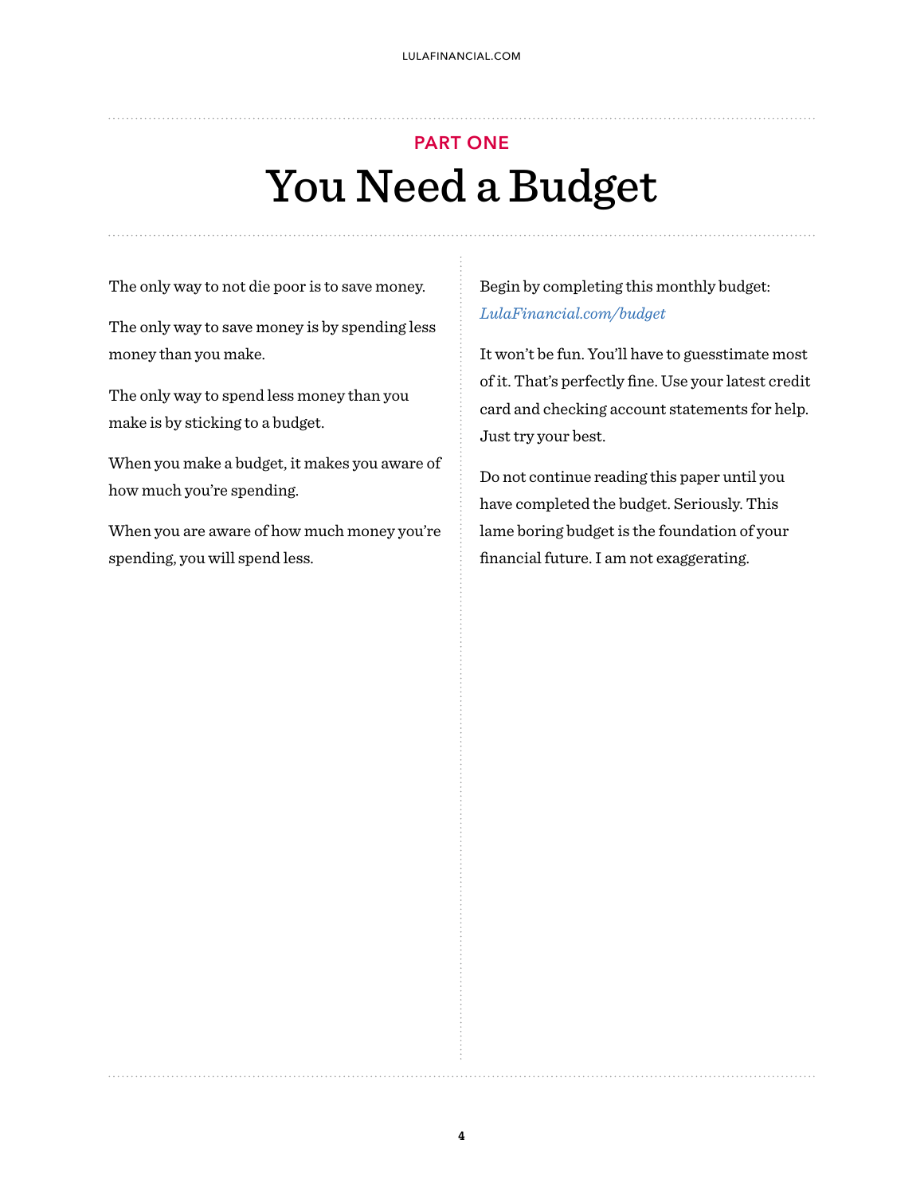PART ONE

# You Need a Budget

The only way to not die poor is to save money.

The only way to save money is by spending less money than you make.

The only way to spend less money than you make is by sticking to a budget.

When you make a budget, it makes you aware of how much you're spending.

When you are aware of how much money you're spending, you will spend less.

Begin by completing this monthly budget: *LulaFinancial.com/budget*

It won't be fun. You'll have to guesstimate most of it. That's perfectly fine. Use your latest credit card and checking account statements for help. Just try your best.

Do not continue reading this paper until you have completed the budget. Seriously. This lame boring budget is the foundation of your financial future. I am not exaggerating.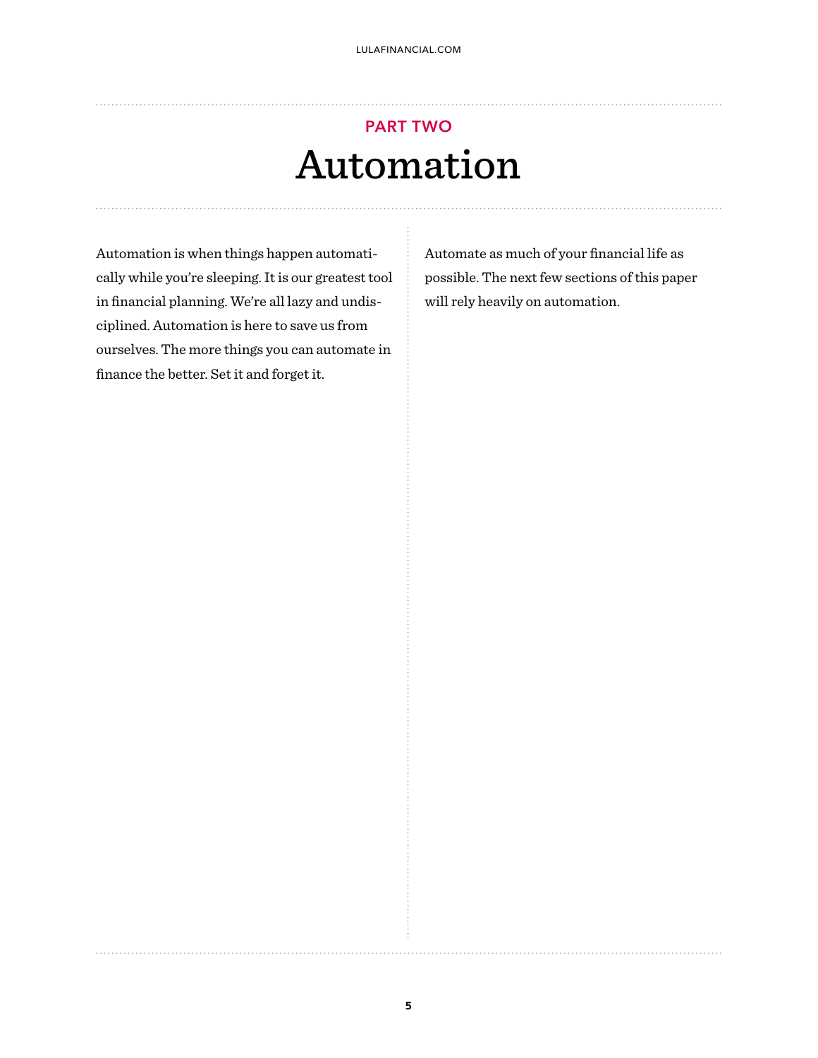PART TWO

# Automation

Automation is when things happen automatically while you're sleeping. It is our greatest tool in financial planning. We're all lazy and undisciplined. Automation is here to save us from ourselves. The more things you can automate in finance the better. Set it and forget it.

Automate as much of your financial life as possible. The next few sections of this paper will rely heavily on automation.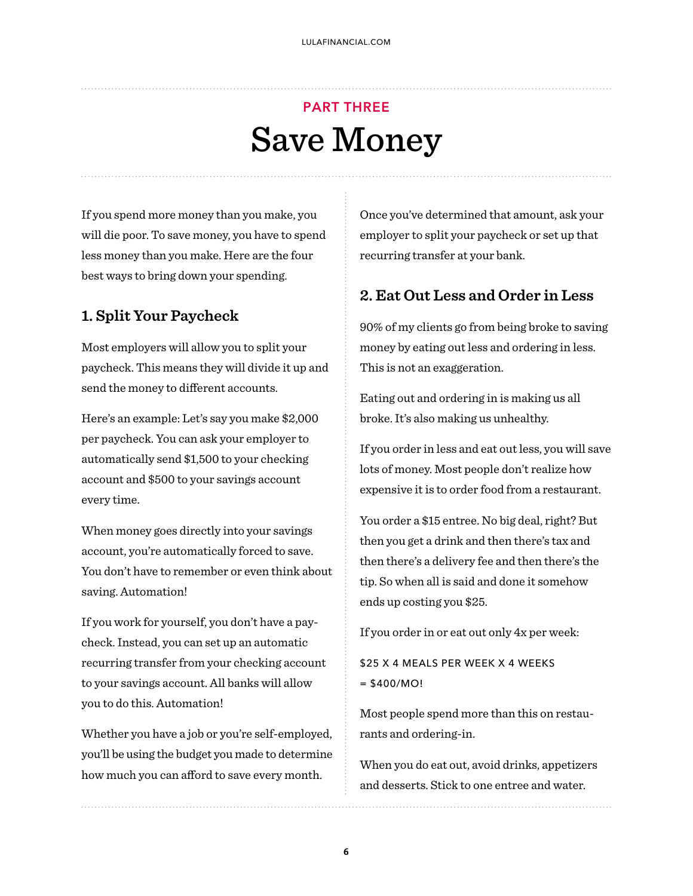## PART THREE

# Save Money

If you spend more money than you make, you will die poor. To save money, you have to spend less money than you make. Here are the four best ways to bring down your spending.

### 1. Split Your Paycheck

Most employers will allow you to split your paycheck. This means they will divide it up and send the money to different accounts.

Here's an example: Let's say you make $2,000 per paycheck. You can ask your employer to automatically send $1,500 to your checking account and $500 to your savings account every time.

When money goes directly into your savings account, you're automatically forced to save. You don't have to remember or even think about saving. Automation!

If you work for yourself, you don't have a paycheck. Instead, you can set up an automatic recurring transfer from your checking account to your savings account. All banks will allow you to do this. Automation!

Whether you have a job or you're self-employed, you'll be using the budget you made to determine how much you can afford to save every month.

Once you've determined that amount, ask your employer to split your paycheck or set up that recurring transfer at your bank.

### 2. Eat Out Less and Order in Less

90% of my clients go from being broke to saving money by eating out less and ordering in less. This is not an exaggeration.

Eating out and ordering in is making us all broke. It's also making us unhealthy.

If you order in less and eat out less, you will save lots of money. Most people don't realize how expensive it is to order food from a restaurant.

You order a $15 entree. No big deal, right? But then you get a drink and then there's tax and then there's a delivery fee and then there's the tip. So when all is said and done it somehow ends up costing you $25.

If you order in or eat out only 4x per week:

$25 X 4 MEALS PER WEEK X 4 WEEKS = $400/MO!

Most people spend more than this on restaurants and ordering-in.

When you do eat out, avoid drinks, appetizers and desserts. Stick to one entree and water.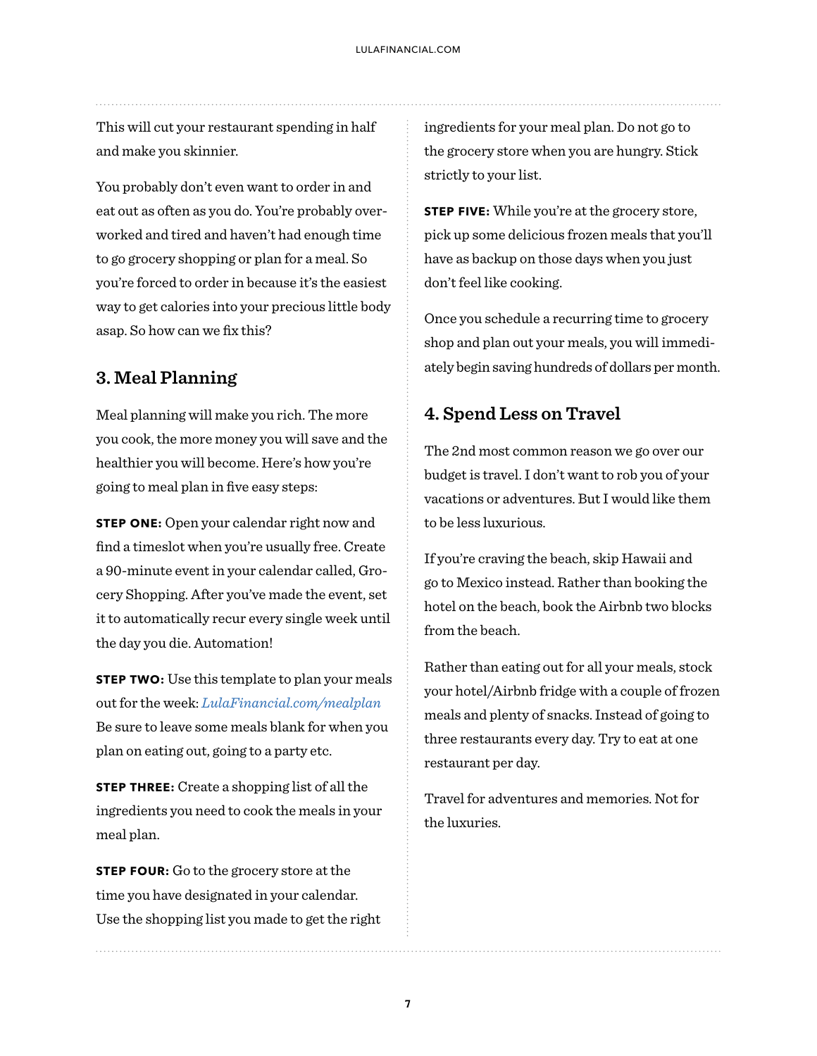This will cut your restaurant spending in half and make you skinnier.

You probably don't even want to order in and eat out as often as you do. You're probably overworked and tired and haven't had enough time to go grocery shopping or plan for a meal. So you're forced to order in because it's the easiest way to get calories into your precious little body asap. So how can we fix this?

## 3. Meal Planning

Meal planning will make you rich. The more you cook, the more money you will save and the healthier you will become. Here's how you're going to meal plan in five easy steps:

**STEP ONE:** Open your calendar right now and find a timeslot when you're usually free. Create a 90-minute event in your calendar called, Grocery Shopping. After you've made the event, set it to automatically recur every single week until the day you die. Automation!

**STEP TWO:** Use this template to plan your meals out for the week: *LulaFinancial.com/mealplan* Be sure to leave some meals blank for when you plan on eating out, going to a party etc.

**STEP THREE:** Create a shopping list of all the ingredients you need to cook the meals in your meal plan.

**STEP FOUR:** Go to the grocery store at the time you have designated in your calendar. Use the shopping list you made to get the right ingredients for your meal plan. Do not go to the grocery store when you are hungry. Stick strictly to your list.

**STEP FIVE:** While you're at the grocery store, pick up some delicious frozen meals that you'll have as backup on those days when you just don't feel like cooking.

Once you schedule a recurring time to grocery shop and plan out your meals, you will immediately begin saving hundreds of dollars per month.

## 4. Spend Less on Travel

The 2nd most common reason we go over our budget is travel. I don't want to rob you of your vacations or adventures. But I would like them to be less luxurious.

If you're craving the beach, skip Hawaii and go to Mexico instead. Rather than booking the hotel on the beach, book the Airbnb two blocks from the beach.

Rather than eating out for all your meals, stock your hotel/Airbnb fridge with a couple of frozen meals and plenty of snacks. Instead of going to three restaurants every day. Try to eat at one restaurant per day.

Travel for adventures and memories. Not for the luxuries.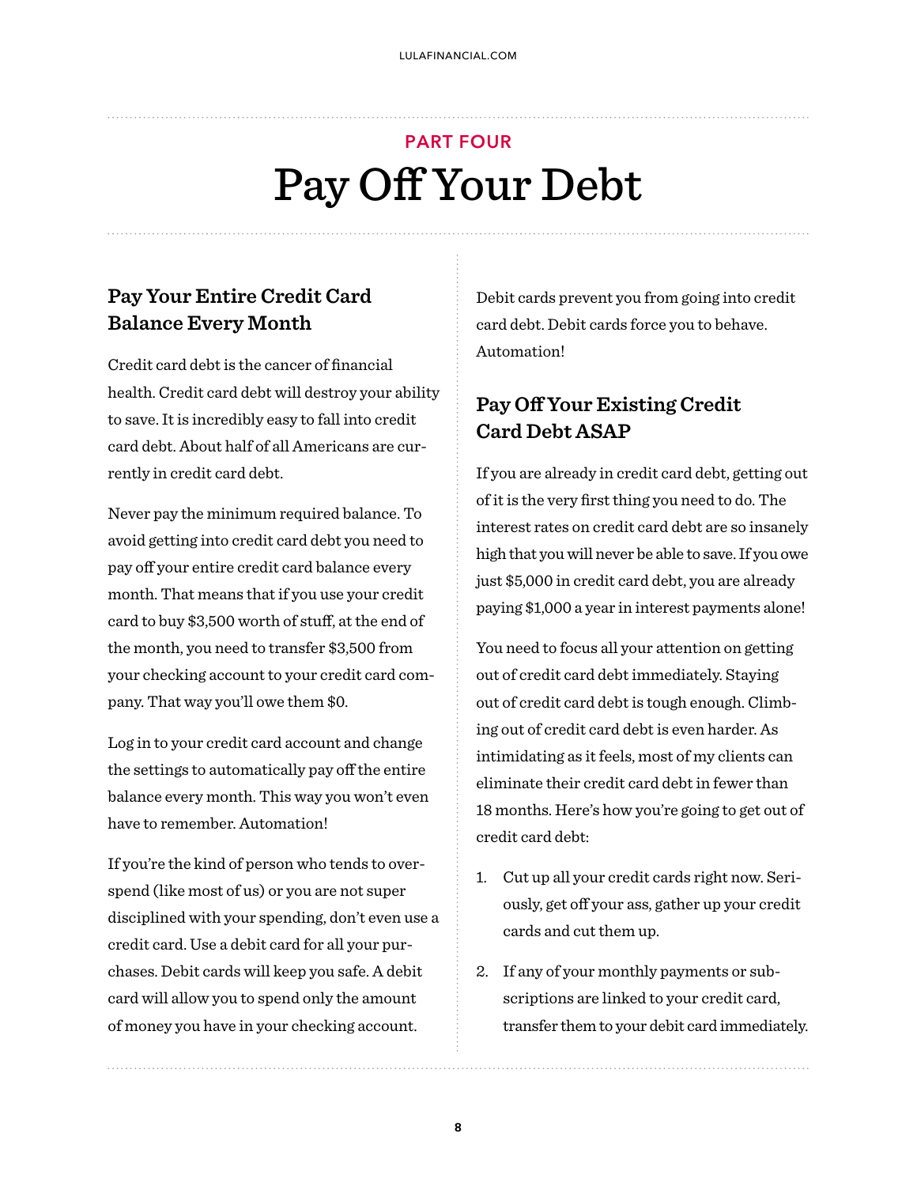PART FOUR

# Pay Off Your Debt

## Pay Your Entire Credit Card Balance Every Month

Credit card debt is the cancer of financial health. Credit card debt will destroy your ability to save. It is incredibly easy to fall into credit card debt. About half of all Americans are currently in credit card debt.

Never pay the minimum required balance. To avoid getting into credit card debt you need to pay off your entire credit card balance every month. That means that if you use your credit card to buy $3,500 worth of stuff, at the end of the month, you need to transfer $3,500 from your checking account to your credit card company. That way you'll owe them $0.

Log in to your credit card account and change the settings to automatically pay off the entire balance every month. This way you won't even have to remember. Automation!

If you're the kind of person who tends to overspend (like most of us) or you are not super disciplined with your spending, don't even use a credit card. Use a debit card for all your purchases. Debit cards will keep you safe. A debit card will allow you to spend only the amount of money you have in your checking account. Debit cards prevent you from going into credit card debt. Debit cards force you to behave. Automation!

## Pay Off Your Existing Credit Card Debt ASAP

If you are already in credit card debt, getting out of it is the very first thing you need to do. The interest rates on credit card debt are so insanely high that you will never be able to save. If you owe just $5,000 in credit card debt, you are already paying $1,000 a year in interest payments alone!

You need to focus all your attention on getting out of credit card debt immediately. Staying out of credit card debt is tough enough. Climbing out of credit card debt is even harder. As intimidating as it feels, most of my clients can eliminate their credit card debt in fewer than 18 months. Here's how you're going to get out of credit card debt:

1. Cut up all your credit cards right now. Seriously, get off your ass, gather up your credit cards and cut them up.
2. If any of your monthly payments or subscriptions are linked to your credit card, transfer them to your debit card immediately.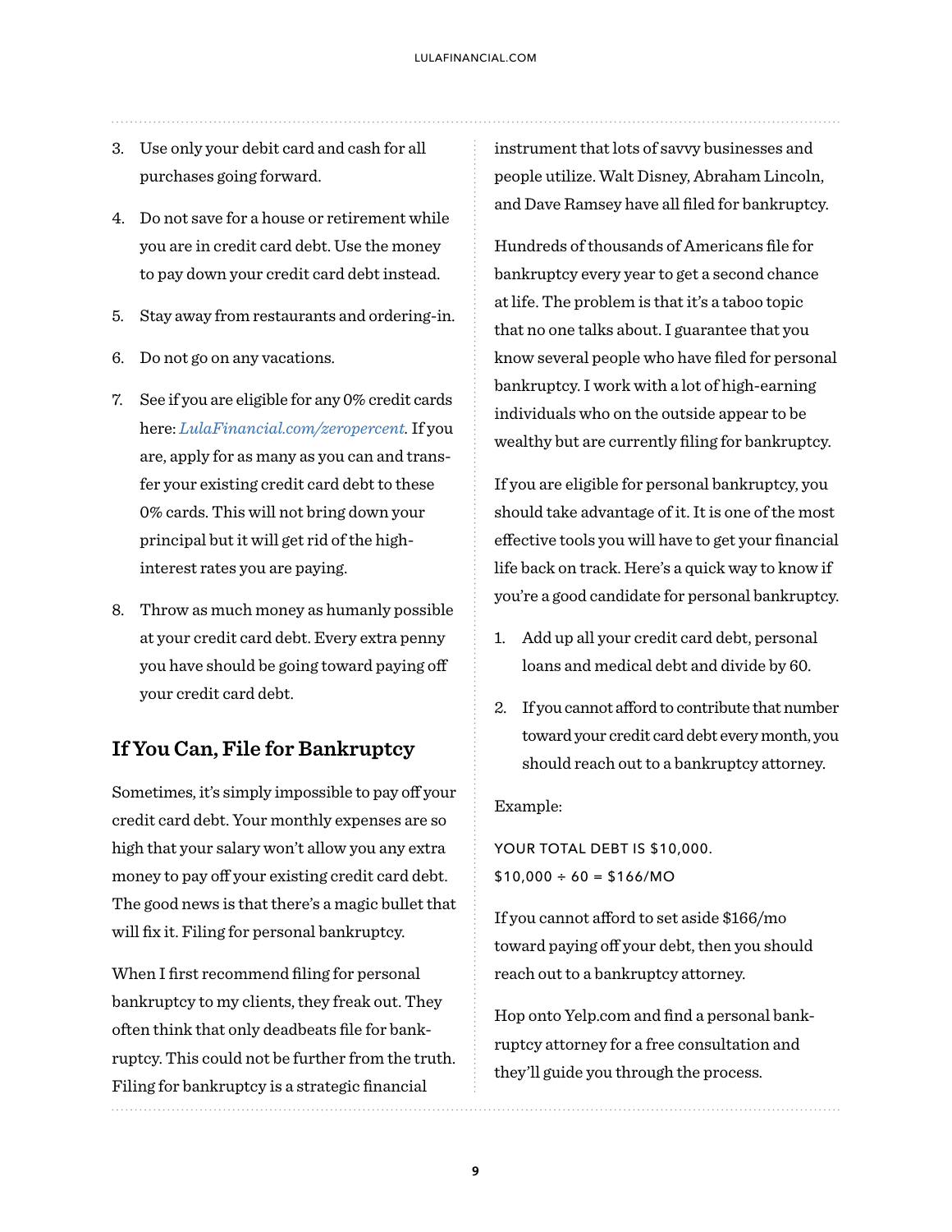3. Use only your debit card and cash for all purchases going forward.

4. Do not save for a house or retirement while you are in credit card debt. Use the money to pay down your credit card debt instead.

5. Stay away from restaurants and ordering-in.

6. Do not go on any vacations.

7. See if you are eligible for any 0% credit cards here: *LulaFinancial.com/zeropercent*. If you are, apply for as many as you can and transfer your existing credit card debt to these 0% cards. This will not bring down your principal but it will get rid of the high-interest rates you are paying.

8. Throw as much money as humanly possible at your credit card debt. Every extra penny you have should be going toward paying off your credit card debt.

## If You Can, File for Bankruptcy

Sometimes, it's simply impossible to pay off your credit card debt. Your monthly expenses are so high that your salary won't allow you any extra money to pay off your existing credit card debt. The good news is that there's a magic bullet that will fix it. Filing for personal bankruptcy.

When I first recommend filing for personal bankruptcy to my clients, they freak out. They often think that only deadbeats file for bankruptcy. This could not be further from the truth. Filing for bankruptcy is a strategic financial instrument that lots of savvy businesses and people utilize. Walt Disney, Abraham Lincoln, and Dave Ramsey have all filed for bankruptcy.

Hundreds of thousands of Americans file for bankruptcy every year to get a second chance at life. The problem is that it's a taboo topic that no one talks about. I guarantee that you know several people who have filed for personal bankruptcy. I work with a lot of high-earning individuals who on the outside appear to be wealthy but are currently filing for bankruptcy.

If you are eligible for personal bankruptcy, you should take advantage of it. It is one of the most effective tools you will have to get your financial life back on track. Here's a quick way to know if you're a good candidate for personal bankruptcy.

1. Add up all your credit card debt, personal loans and medical debt and divide by 60.

2. If you cannot afford to contribute that number toward your credit card debt every month, you should reach out to a bankruptcy attorney.

Example:

YOUR TOTAL DEBT IS $10,000.
$10,000 ÷ 60 = $166/MO

If you cannot afford to set aside $166/mo toward paying off your debt, then you should reach out to a bankruptcy attorney.

Hop onto Yelp.com and find a personal bankruptcy attorney for a free consultation and they'll guide you through the process.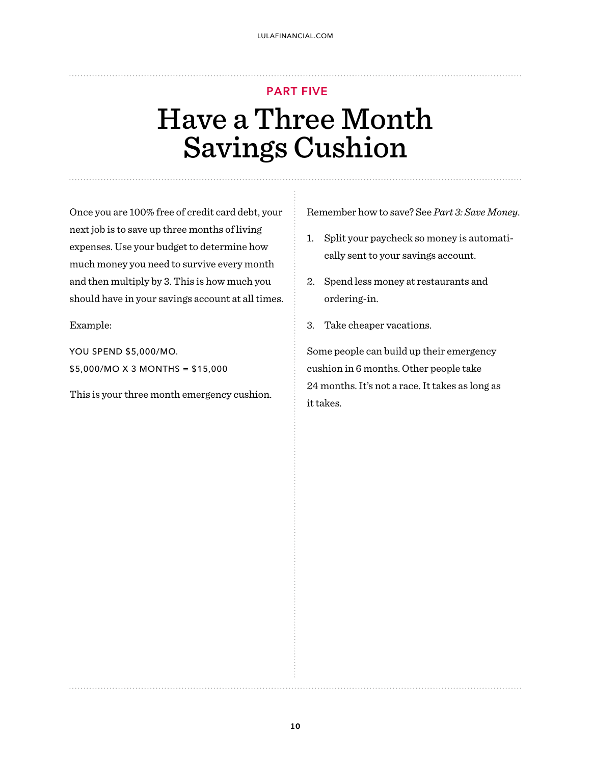PART FIVE

# Have a Three Month Savings Cushion

Once you are 100% free of credit card debt, your next job is to save up three months of living expenses. Use your budget to determine how much money you need to survive every month and then multiply by 3. This is how much you should have in your savings account at all times.

Example:

YOU SPEND $5,000/MO.  
$5,000/MO X 3 MONTHS = $15,000

This is your three month emergency cushion.

Remember how to save? See *Part 3: Save Money*.

1. Split your paycheck so money is automatically sent to your savings account.
2. Spend less money at restaurants and ordering-in.
3. Take cheaper vacations.

Some people can build up their emergency cushion in 6 months. Other people take 24 months. It's not a race. It takes as long as it takes.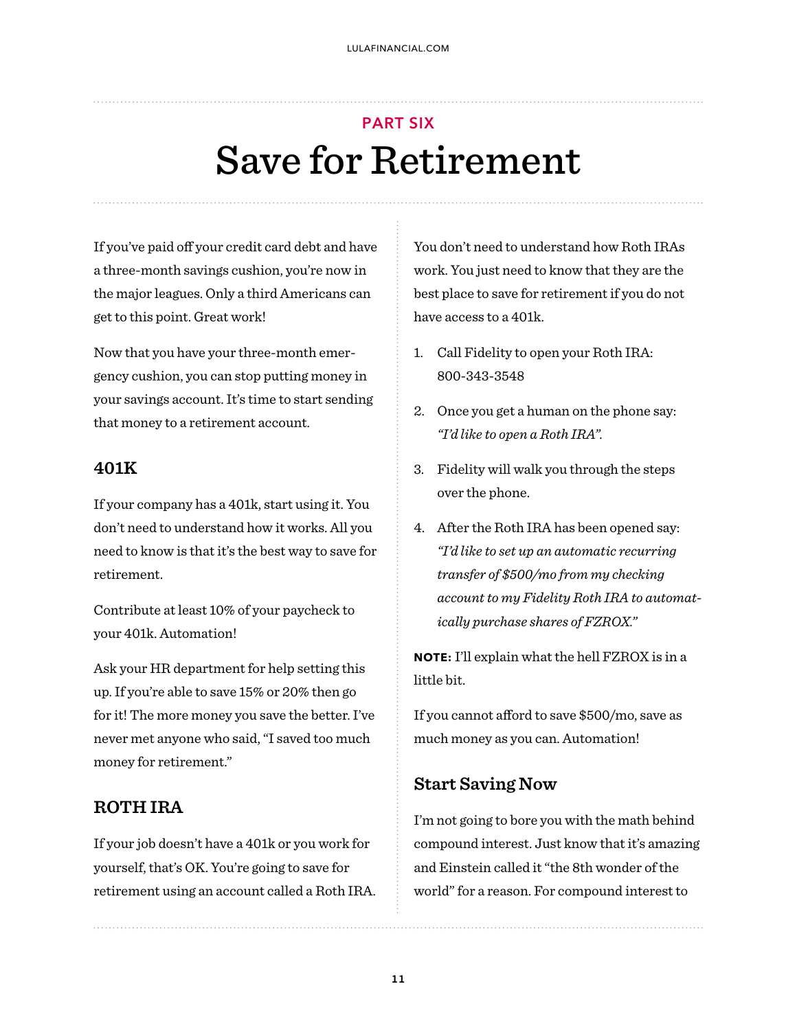## PART SIX

# Save for Retirement

If you've paid off your credit card debt and have a three-month savings cushion, you're now in the major leagues. Only a third Americans can get to this point. Great work!

Now that you have your three-month emergency cushion, you can stop putting money in your savings account. It's time to start sending that money to a retirement account.

### 401K

If your company has a 401k, start using it. You don't need to understand how it works. All you need to know is that it's the best way to save for retirement.

Contribute at least 10% of your paycheck to your 401k. Automation!

Ask your HR department for help setting this up. If you're able to save 15% or 20% then go for it! The more money you save the better. I've never met anyone who said, "I saved too much money for retirement."

### ROTH IRA

If your job doesn't have a 401k or you work for yourself, that's OK. You're going to save for retirement using an account called a Roth IRA.

You don't need to understand how Roth IRAs work. You just need to know that they are the best place to save for retirement if you do not have access to a 401k.

1. Call Fidelity to open your Roth IRA: 800-343-3548
2. Once you get a human on the phone say: *"I'd like to open a Roth IRA".*
3. Fidelity will walk you through the steps over the phone.
4. After the Roth IRA has been opened say: *"I'd like to set up an automatic recurring transfer of $500/mo from my checking account to my Fidelity Roth IRA to automatically purchase shares of FZROX."*

**NOTE:** I'll explain what the hell FZROX is in a little bit.

If you cannot afford to save $500/mo, save as much money as you can. Automation!

### Start Saving Now

I'm not going to bore you with the math behind compound interest. Just know that it's amazing and Einstein called it "the 8th wonder of the world" for a reason. For compound interest to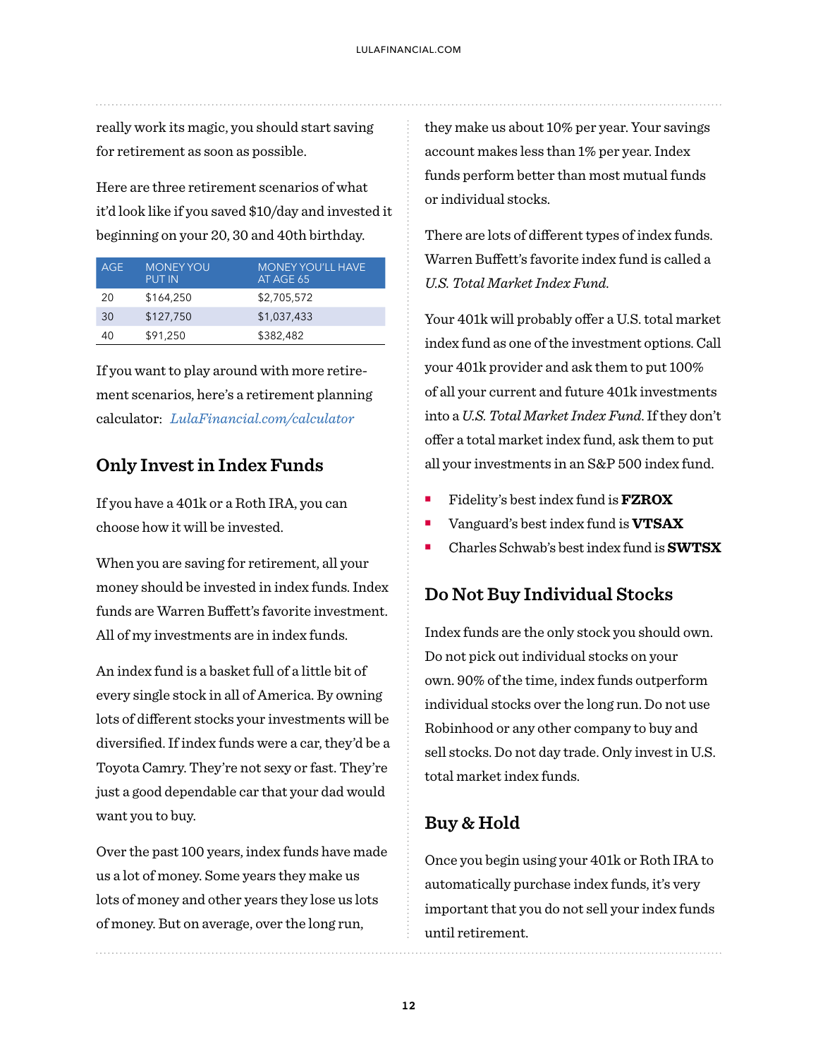really work its magic, you should start saving for retirement as soon as possible.

Here are three retirement scenarios of what it'd look like if you saved $10/day and invested it beginning on your 20, 30 and 40th birthday.

| AGE | MONEY YOU PUT IN | MONEY YOU'LL HAVE AT AGE 65 |
|---|---|---|
| 20 | $164,250 | $2,705,572 |
| 30 | $127,750 | $1,037,433 |
| 40 | $91,250 | $382,482 |

If you want to play around with more retirement scenarios, here's a retirement planning calculator: *LulaFinancial.com/calculator*

## Only Invest in Index Funds

If you have a 401k or a Roth IRA, you can choose how it will be invested.

When you are saving for retirement, all your money should be invested in index funds. Index funds are Warren Buffett's favorite investment. All of my investments are in index funds.

An index fund is a basket full of a little bit of every single stock in all of America. By owning lots of different stocks your investments will be diversified. If index funds were a car, they'd be a Toyota Camry. They're not sexy or fast. They're just a good dependable car that your dad would want you to buy.

Over the past 100 years, index funds have made us a lot of money. Some years they make us lots of money and other years they lose us lots of money. But on average, over the long run, they make us about 10% per year. Your savings account makes less than 1% per year. Index funds perform better than most mutual funds or individual stocks.

There are lots of different types of index funds. Warren Buffett's favorite index fund is called a *U.S. Total Market Index Fund.*

Your 401k will probably offer a U.S. total market index fund as one of the investment options. Call your 401k provider and ask them to put 100% of all your current and future 401k investments into a *U.S. Total Market Index Fund.* If they don't offer a total market index fund, ask them to put all your investments in an S&P 500 index fund.

- Fidelity's best index fund is **FZROX**
- Vanguard's best index fund is **VTSAX**
- Charles Schwab's best index fund is **SWTSX**

## Do Not Buy Individual Stocks

Index funds are the only stock you should own. Do not pick out individual stocks on your own. 90% of the time, index funds outperform individual stocks over the long run. Do not use Robinhood or any other company to buy and sell stocks. Do not day trade. Only invest in U.S. total market index funds.

## Buy & Hold

Once you begin using your 401k or Roth IRA to automatically purchase index funds, it's very important that you do not sell your index funds until retirement.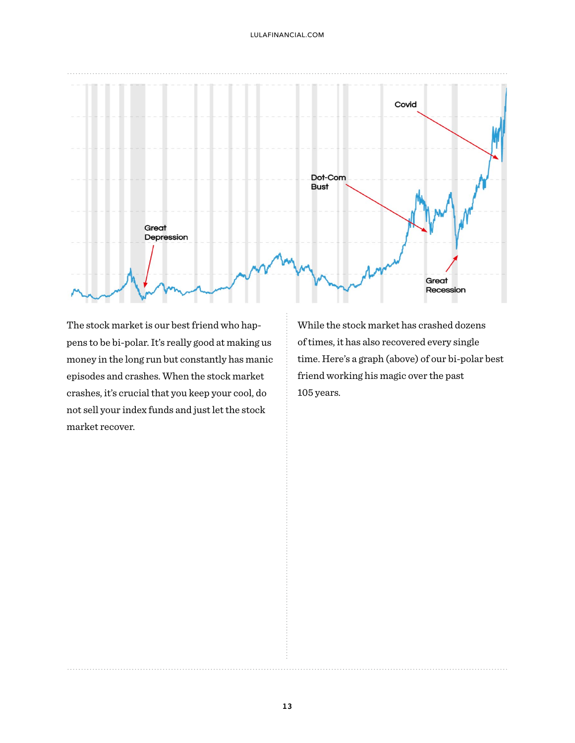The stock market is our best friend who happens to be bi-polar. It's really good at making us money in the long run but constantly has manic episodes and crashes. When the stock market crashes, it's crucial that you keep your cool, do not sell your index funds and just let the stock market recover.

While the stock market has crashed dozens of times, it has also recovered every single time. Here's a graph (above) of our bi-polar best friend working his magic over the past 105 years.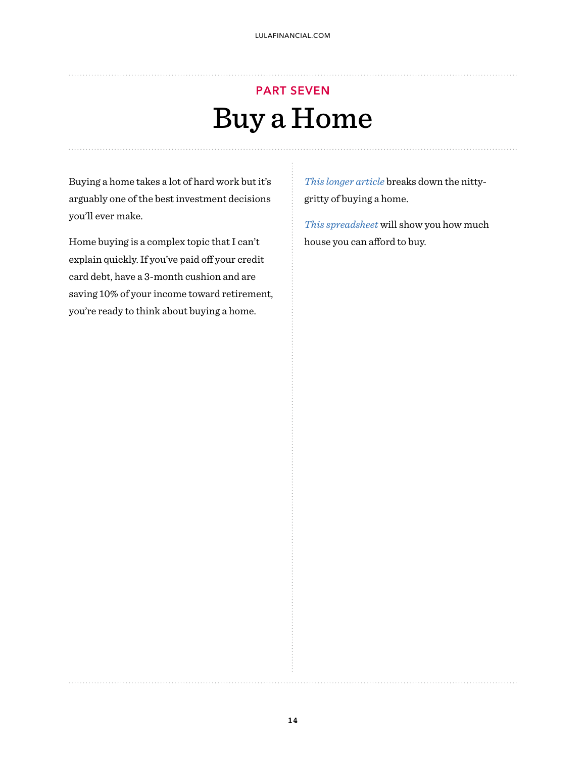PART SEVEN

# Buy a Home

Buying a home takes a lot of hard work but it's arguably one of the best investment decisions you'll ever make.

Home buying is a complex topic that I can't explain quickly. If you've paid off your credit card debt, have a 3-month cushion and are saving 10% of your income toward retirement, you're ready to think about buying a home.

*This longer article* breaks down the nitty-gritty of buying a home.

*This spreadsheet* will show you how much house you can afford to buy.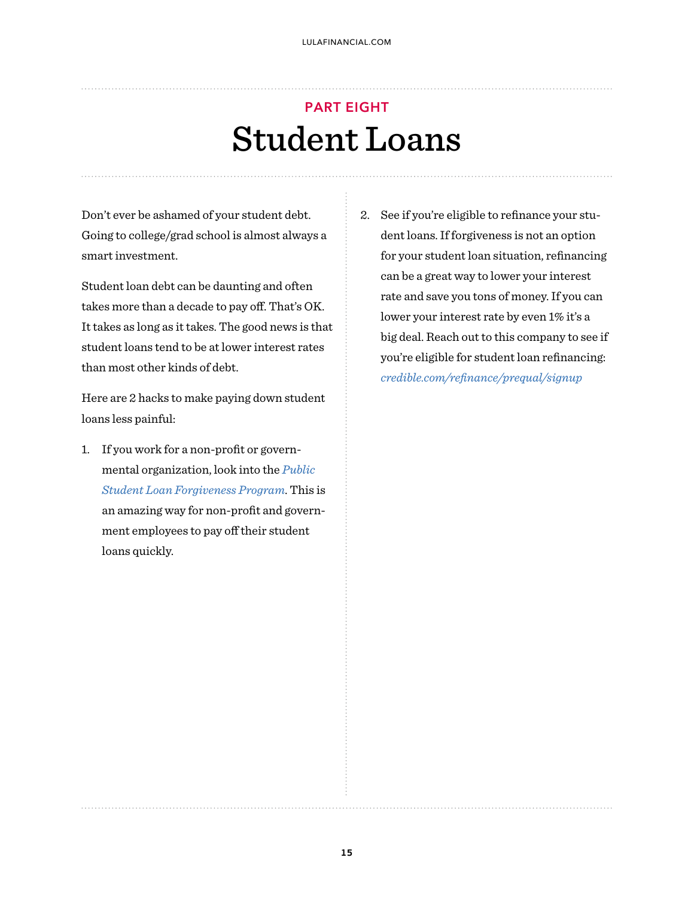PART EIGHT

# Student Loans

Don't ever be ashamed of your student debt. Going to college/grad school is almost always a smart investment.

Student loan debt can be daunting and often takes more than a decade to pay off. That's OK. It takes as long as it takes. The good news is that student loans tend to be at lower interest rates than most other kinds of debt.

Here are 2 hacks to make paying down student loans less painful:

1. If you work for a non-profit or governmental organization, look into the *Public Student Loan Forgiveness Program*. This is an amazing way for non-profit and government employees to pay off their student loans quickly.

2. See if you're eligible to refinance your student loans. If forgiveness is not an option for your student loan situation, refinancing can be a great way to lower your interest rate and save you tons of money. If you can lower your interest rate by even 1% it's a big deal. Reach out to this company to see if you're eligible for student loan refinancing: *credible.com/refinance/prequal/signup*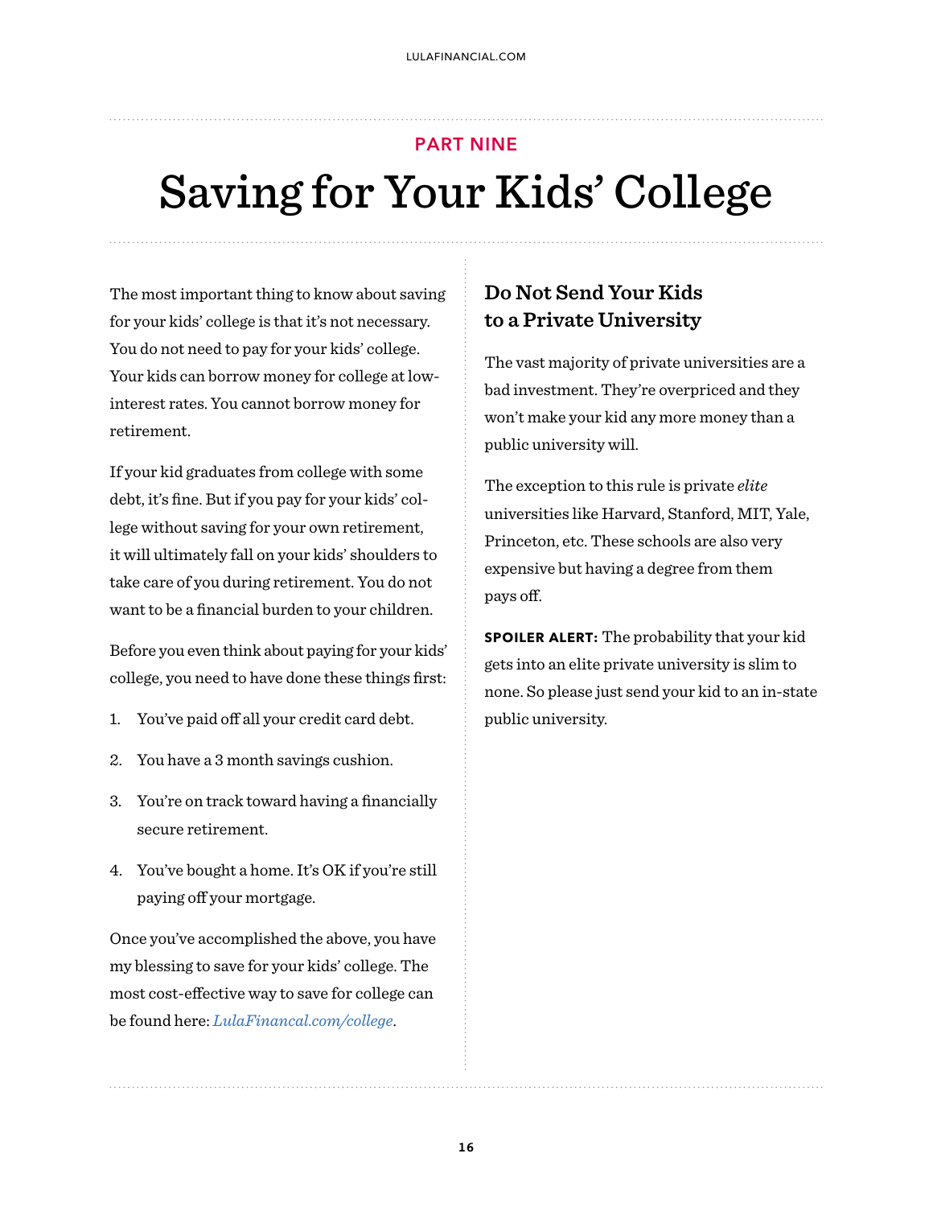PART NINE

# Saving for Your Kids' College

The most important thing to know about saving for your kids' college is that it's not necessary. You do not need to pay for your kids' college. Your kids can borrow money for college at low-interest rates. You cannot borrow money for retirement.

If your kid graduates from college with some debt, it's fine. But if you pay for your kids' college without saving for your own retirement, it will ultimately fall on your kids' shoulders to take care of you during retirement. You do not want to be a financial burden to your children.

Before you even think about paying for your kids' college, you need to have done these things first:

1. You've paid off all your credit card debt.
2. You have a 3 month savings cushion.
3. You're on track toward having a financially secure retirement.
4. You've bought a home. It's OK if you're still paying off your mortgage.

Once you've accomplished the above, you have my blessing to save for your kids' college. The most cost-effective way to save for college can be found here: *LulaFinancal.com/college*.

## Do Not Send Your Kids to a Private University

The vast majority of private universities are a bad investment. They're overpriced and they won't make your kid any more money than a public university will.

The exception to this rule is private *elite* universities like Harvard, Stanford, MIT, Yale, Princeton, etc. These schools are also very expensive but having a degree from them pays off.

**SPOILER ALERT:** The probability that your kid gets into an elite private university is slim to none. So please just send your kid to an in-state public university.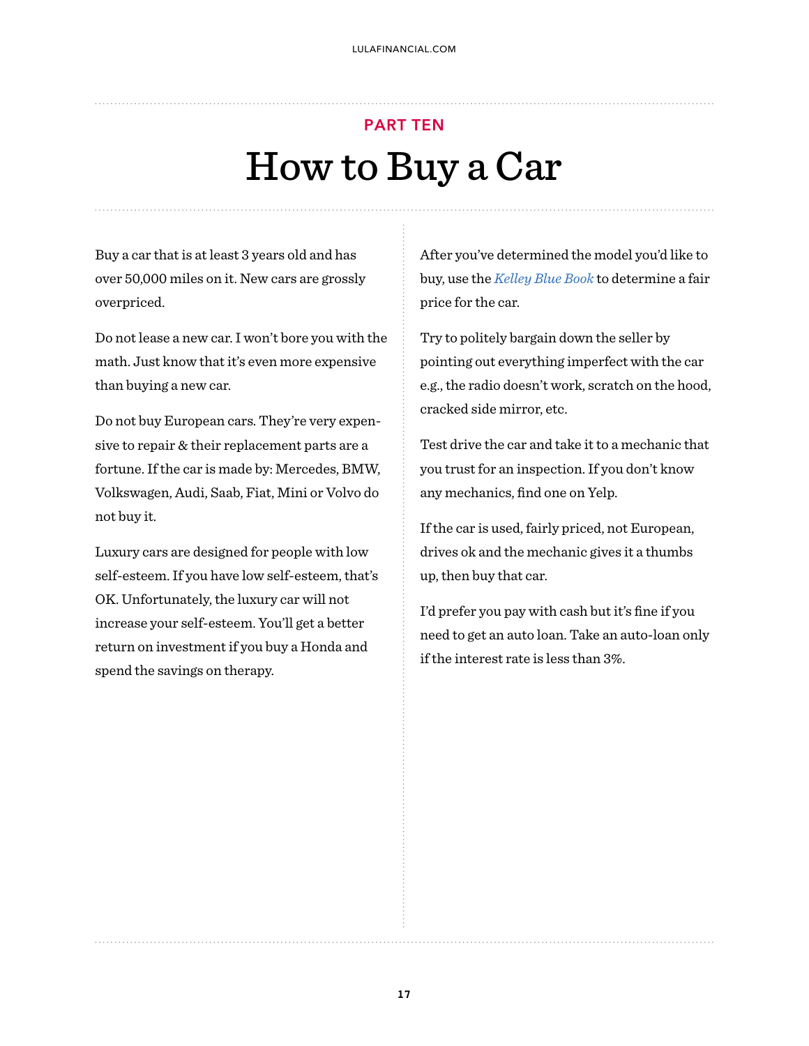PART TEN

# How to Buy a Car

Buy a car that is at least 3 years old and has over 50,000 miles on it. New cars are grossly overpriced.

Do not lease a new car. I won't bore you with the math. Just know that it's even more expensive than buying a new car.

Do not buy European cars. They're very expensive to repair & their replacement parts are a fortune. If the car is made by: Mercedes, BMW, Volkswagen, Audi, Saab, Fiat, Mini or Volvo do not buy it.

Luxury cars are designed for people with low self-esteem. If you have low self-esteem, that's OK. Unfortunately, the luxury car will not increase your self-esteem. You'll get a better return on investment if you buy a Honda and spend the savings on therapy.

After you've determined the model you'd like to buy, use the *Kelley Blue Book* to determine a fair price for the car.

Try to politely bargain down the seller by pointing out everything imperfect with the car e.g., the radio doesn't work, scratch on the hood, cracked side mirror, etc.

Test drive the car and take it to a mechanic that you trust for an inspection. If you don't know any mechanics, find one on Yelp.

If the car is used, fairly priced, not European, drives ok and the mechanic gives it a thumbs up, then buy that car.

I'd prefer you pay with cash but it's fine if you need to get an auto loan. Take an auto-loan only if the interest rate is less than 3%.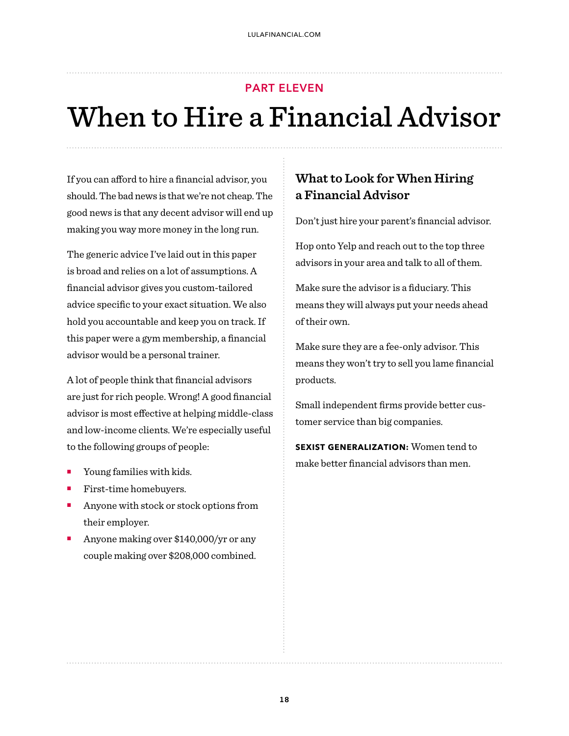PART ELEVEN

# When to Hire a Financial Advisor

If you can afford to hire a financial advisor, you should. The bad news is that we're not cheap. The good news is that any decent advisor will end up making you way more money in the long run.

The generic advice I've laid out in this paper is broad and relies on a lot of assumptions. A financial advisor gives you custom-tailored advice specific to your exact situation. We also hold you accountable and keep you on track. If this paper were a gym membership, a financial advisor would be a personal trainer.

A lot of people think that financial advisors are just for rich people. Wrong! A good financial advisor is most effective at helping middle-class and low-income clients. We're especially useful to the following groups of people:

- Young families with kids.
- First-time homebuyers.
- Anyone with stock or stock options from their employer.
- Anyone making over $140,000/yr or any couple making over $208,000 combined.

## What to Look for When Hiring a Financial Advisor

Don't just hire your parent's financial advisor.

Hop onto Yelp and reach out to the top three advisors in your area and talk to all of them.

Make sure the advisor is a fiduciary. This means they will always put your needs ahead of their own.

Make sure they are a fee-only advisor. This means they won't try to sell you lame financial products.

Small independent firms provide better customer service than big companies.

**SEXIST GENERALIZATION:** Women tend to make better financial advisors than men.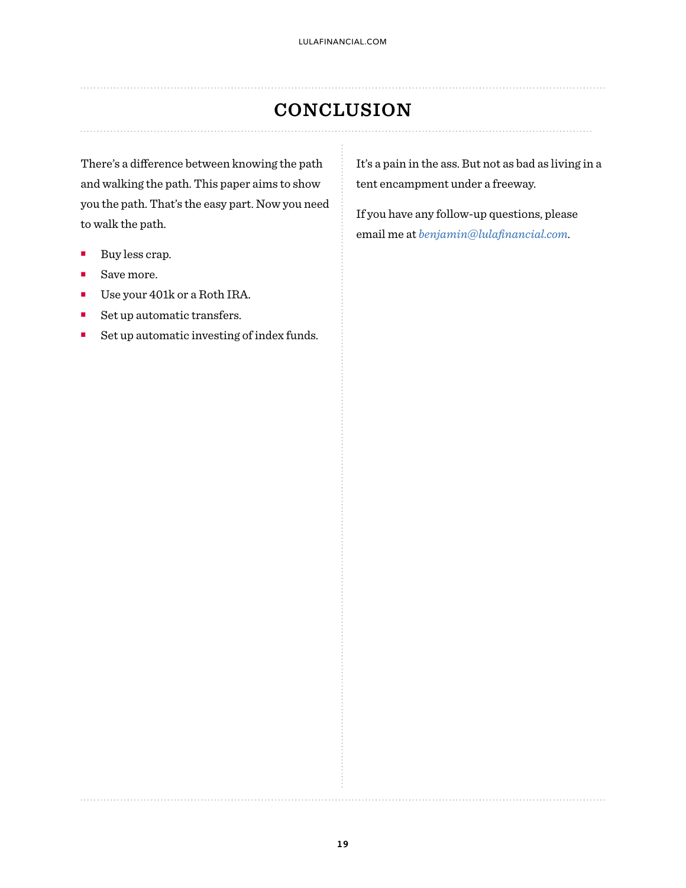# CONCLUSION

There's a difference between knowing the path and walking the path. This paper aims to show you the path. That's the easy part. Now you need to walk the path.

- Buy less crap.
- Save more.
- Use your 401k or a Roth IRA.
- Set up automatic transfers.
- Set up automatic investing of index funds.

It's a pain in the ass. But not as bad as living in a tent encampment under a freeway.

If you have any follow-up questions, please email me at *benjamin@lulafinancial.com*.